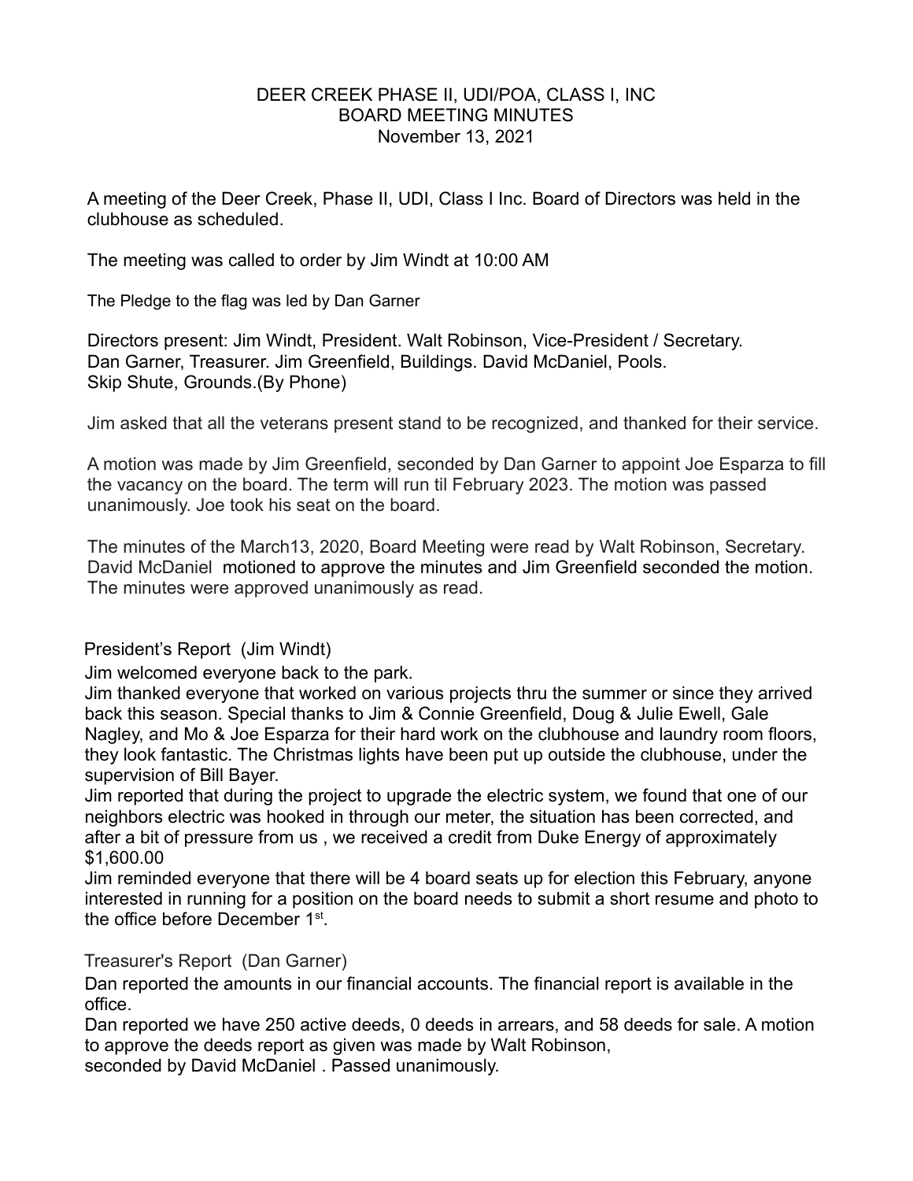# DEER CREEK PHASE II, UDI/POA, CLASS I, INC
## BOARD MEETING MINUTES
### November 13, 2021

A meeting of the Deer Creek, Phase II, UDI, Class I Inc. Board of Directors was held in the clubhouse as scheduled.

The meeting was called to order by Jim Windt at 10:00 AM

The Pledge to the flag was led by Dan Garner

Directors present: Jim Windt, President. Walt Robinson, Vice-President / Secretary. Dan Garner, Treasurer. Jim Greenfield, Buildings. David McDaniel, Pools. Skip Shute, Grounds.(By Phone)

Jim asked that all the veterans present stand to be recognized, and thanked for their service.

A motion was made by Jim Greenfield, seconded by Dan Garner to appoint Joe Esparza to fill the vacancy on the board. The term will run til February 2023. The motion was passed unanimously. Joe took his seat on the board.

The minutes of the March13, 2020, Board Meeting were read by Walt Robinson, Secretary. David McDaniel motioned to approve the minutes and Jim Greenfield seconded the motion. The minutes were approved unanimously as read.

## President's Report (Jim Windt)

Jim welcomed everyone back to the park.

Jim thanked everyone that worked on various projects thru the summer or since they arrived back this season. Special thanks to Jim & Connie Greenfield, Doug & Julie Ewell, Gale Nagley, and Mo & Joe Esparza for their hard work on the clubhouse and laundry room floors, they look fantastic. The Christmas lights have been put up outside the clubhouse, under the supervision of Bill Bayer.

Jim reported that during the project to upgrade the electric system, we found that one of our neighbors electric was hooked in through our meter, the situation has been corrected, and after a bit of pressure from us , we received a credit from Duke Energy of approximately $1,600.00

Jim reminded everyone that there will be 4 board seats up for election this February, anyone interested in running for a position on the board needs to submit a short resume and photo to the office before December 1st.

## Treasurer's Report (Dan Garner)

Dan reported the amounts in our financial accounts. The financial report is available in the office.

Dan reported we have 250 active deeds, 0 deeds in arrears, and 58 deeds for sale. A motion to approve the deeds report as given was made by Walt Robinson, seconded by David McDaniel . Passed unanimously.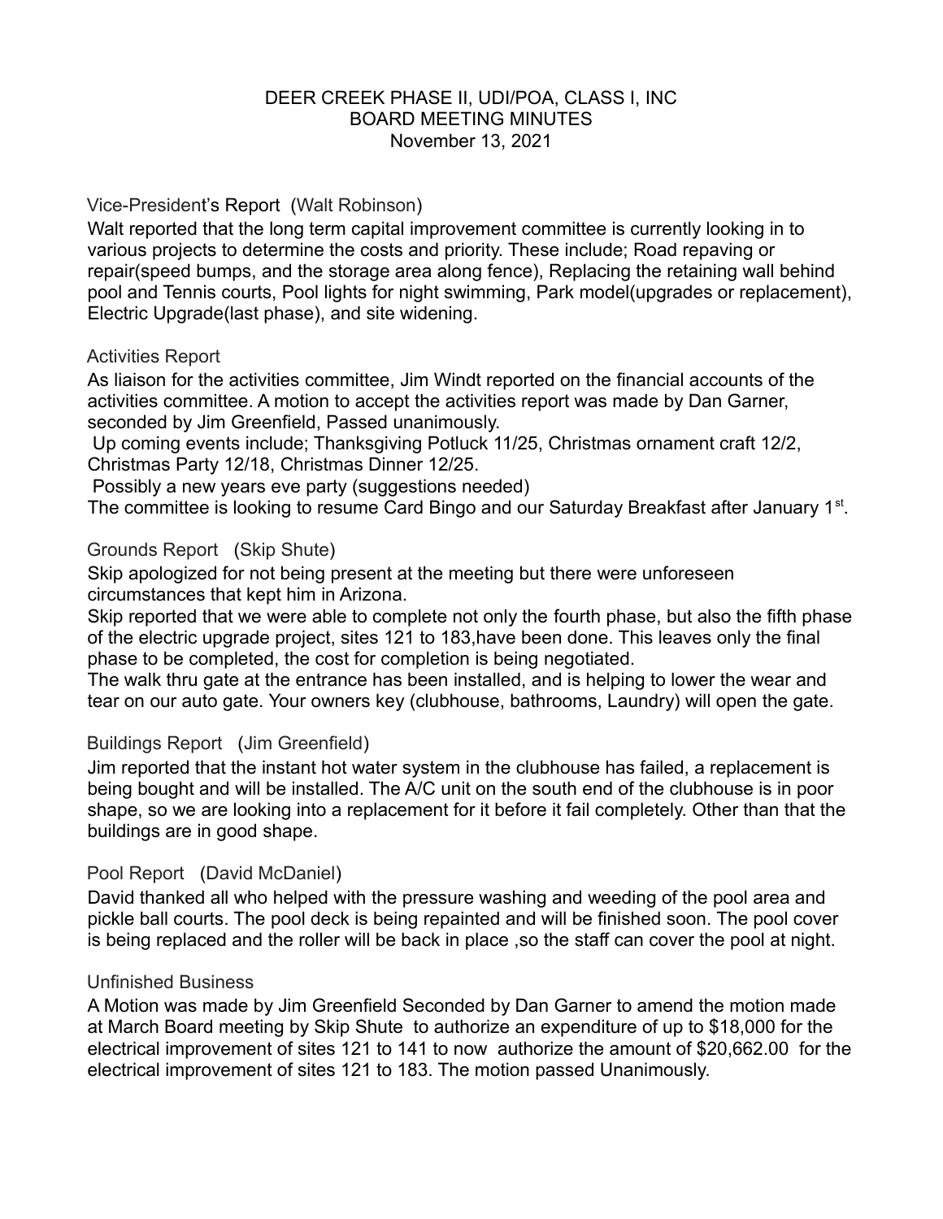# DEER CREEK PHASE II, UDI/POA, CLASS I, INC
## BOARD MEETING MINUTES
### November 13, 2021

### Vice-President's Report (Walt Robinson)

Walt reported that the long term capital improvement committee is currently looking in to various projects to determine the costs and priority. These include; Road repaving or repair(speed bumps, and the storage area along fence), Replacing the retaining wall behind pool and Tennis courts, Pool lights for night swimming, Park model(upgrades or replacement), Electric Upgrade(last phase), and site widening.

### Activities Report

As liaison for the activities committee, Jim Windt reported on the financial accounts of the activities committee. A motion to accept the activities report was made by Dan Garner, seconded by Jim Greenfield, Passed unanimously.

Up coming events include; Thanksgiving Potluck 11/25, Christmas ornament craft 12/2, Christmas Party 12/18, Christmas Dinner 12/25.

Possibly a new years eve party (suggestions needed)

The committee is looking to resume Card Bingo and our Saturday Breakfast after January 1st.

### Grounds Report (Skip Shute)

Skip apologized for not being present at the meeting but there were unforeseen circumstances that kept him in Arizona.

Skip reported that we were able to complete not only the fourth phase, but also the fifth phase of the electric upgrade project, sites 121 to 183,have been done. This leaves only the final phase to be completed, the cost for completion is being negotiated.

The walk thru gate at the entrance has been installed, and is helping to lower the wear and tear on our auto gate. Your owners key (clubhouse, bathrooms, Laundry) will open the gate.

### Buildings Report (Jim Greenfield)

Jim reported that the instant hot water system in the clubhouse has failed, a replacement is being bought and will be installed. The A/C unit on the south end of the clubhouse is in poor shape, so we are looking into a replacement for it before it fail completely. Other than that the buildings are in good shape.

### Pool Report (David McDaniel)

David thanked all who helped with the pressure washing and weeding of the pool area and pickle ball courts. The pool deck is being repainted and will be finished soon. The pool cover is being replaced and the roller will be back in place ,so the staff can cover the pool at night.

### Unfinished Business

A Motion was made by Jim Greenfield Seconded by Dan Garner to amend the motion made at March Board meeting by Skip Shute to authorize an expenditure of up to $18,000 for the electrical improvement of sites 121 to 141 to now authorize the amount of $20,662.00 for the electrical improvement of sites 121 to 183. The motion passed Unanimously.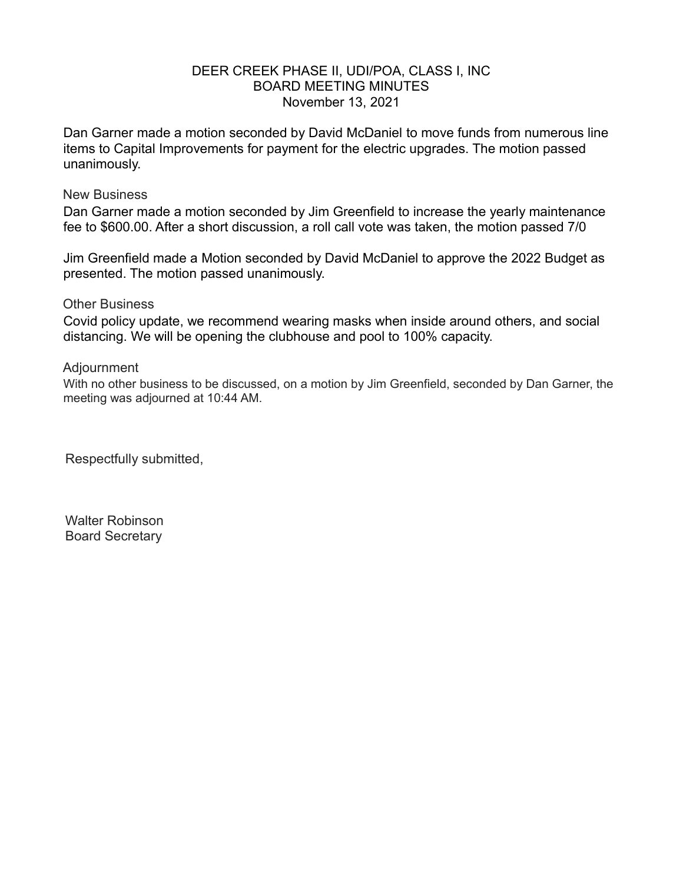DEER CREEK PHASE II, UDI/POA, CLASS I, INC
BOARD MEETING MINUTES
November 13, 2021

Dan Garner made a motion seconded by David McDaniel to move funds from numerous line items to Capital Improvements for payment for the electric upgrades. The motion passed unanimously.

## New Business

Dan Garner made a motion seconded by Jim Greenfield to increase the yearly maintenance fee to $600.00. After a short discussion, a roll call vote was taken, the motion passed 7/0

Jim Greenfield made a Motion seconded by David McDaniel to approve the 2022 Budget as presented. The motion passed unanimously.

## Other Business

Covid policy update, we recommend wearing masks when inside around others, and social distancing. We will be opening the clubhouse and pool to 100% capacity.

## Adjournment

With no other business to be discussed, on a motion by Jim Greenfield, seconded by Dan Garner, the meeting was adjourned at 10:44 AM.

Respectfully submitted,

Walter Robinson
Board Secretary